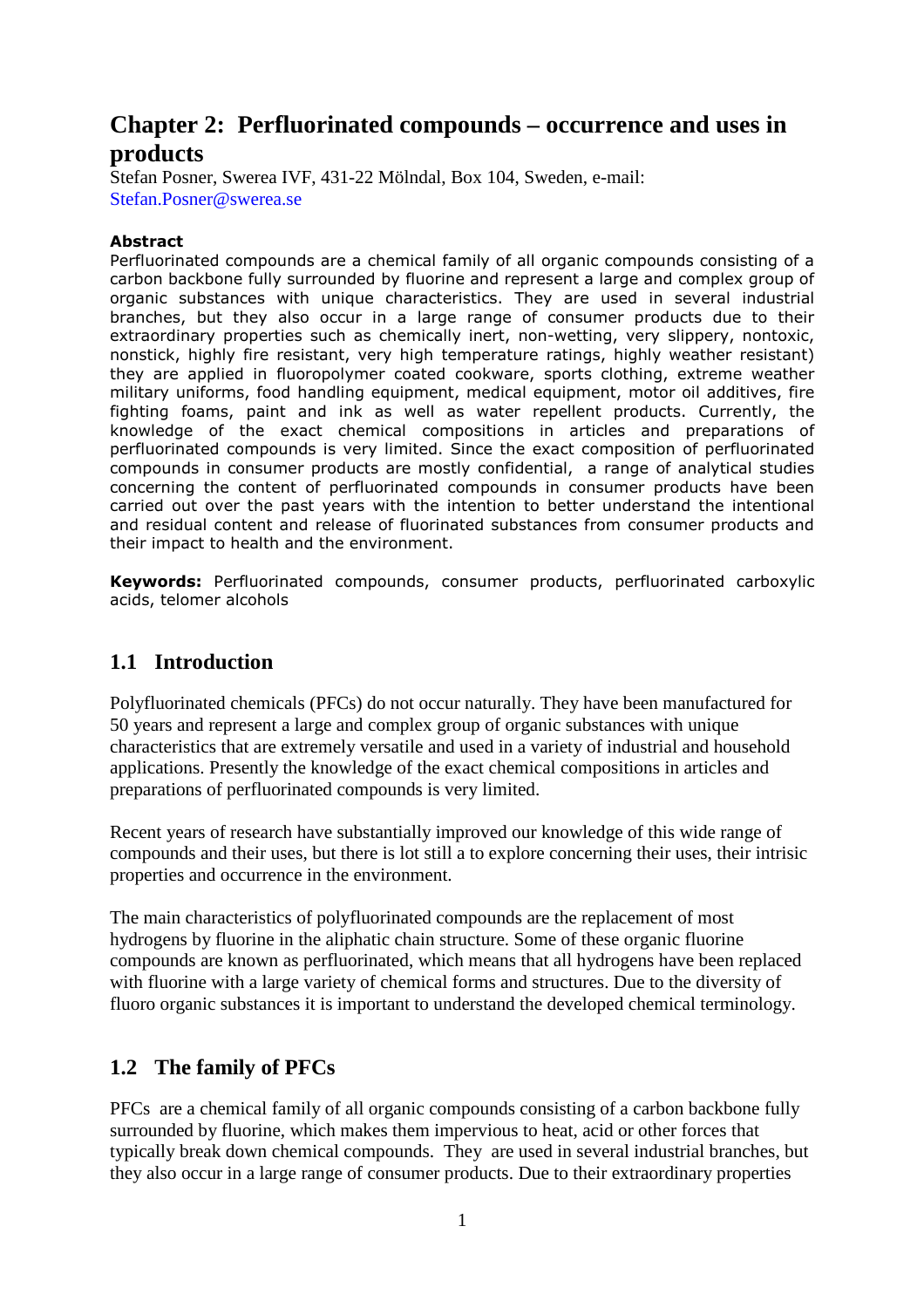# Chapter 2: Perfluorinated compounds – occurrence and uses in products

Stefan Posner, Swerea IVF, 431-22 Mölndal, Box 104, Sweden, e-mail: Stefan.Posner@swerea.se

**Abstract**

Perfluorinated compounds are a chemical family of all organic compounds consisting of a carbon backbone fully surrounded by fluorine and represent a large and complex group of organic substances with unique characteristics. They are used in several industrial branches, but they also occur in a large range of consumer products due to their extraordinary properties such as chemically inert, non-wetting, very slippery, nontoxic, nonstick, highly fire resistant, very high temperature ratings, highly weather resistant) they are applied in fluoropolymer coated cookware, sports clothing, extreme weather military uniforms, food handling equipment, medical equipment, motor oil additives, fire fighting foams, paint and ink as well as water repellent products. Currently, the knowledge of the exact chemical compositions in articles and preparations of perfluorinated compounds is very limited. Since the exact composition of perfluorinated compounds in consumer products are mostly confidential, a range of analytical studies concerning the content of perfluorinated compounds in consumer products have been carried out over the past years with the intention to better understand the intentional and residual content and release of fluorinated substances from consumer products and their impact to health and the environment.

**Keywords:** Perfluorinated compounds, consumer products, perfluorinated carboxylic acids, telomer alcohols

## 1.1 Introduction

Polyfluorinated chemicals (PFCs) do not occur naturally. They have been manufactured for 50 years and represent a large and complex group of organic substances with unique characteristics that are extremely versatile and used in a variety of industrial and household applications. Presently the knowledge of the exact chemical compositions in articles and preparations of perfluorinated compounds is very limited.

Recent years of research have substantially improved our knowledge of this wide range of compounds and their uses, but there is lot still a to explore concerning their uses, their intrisic properties and occurrence in the environment.

The main characteristics of polyfluorinated compounds are the replacement of most hydrogens by fluorine in the aliphatic chain structure. Some of these organic fluorine compounds are known as perfluorinated, which means that all hydrogens have been replaced with fluorine with a large variety of chemical forms and structures. Due to the diversity of fluoro organic substances it is important to understand the developed chemical terminology.

## 1.2 The family of PFCs

PFCs are a chemical family of all organic compounds consisting of a carbon backbone fully surrounded by fluorine, which makes them impervious to heat, acid or other forces that typically break down chemical compounds. They are used in several industrial branches, but they also occur in a large range of consumer products. Due to their extraordinary properties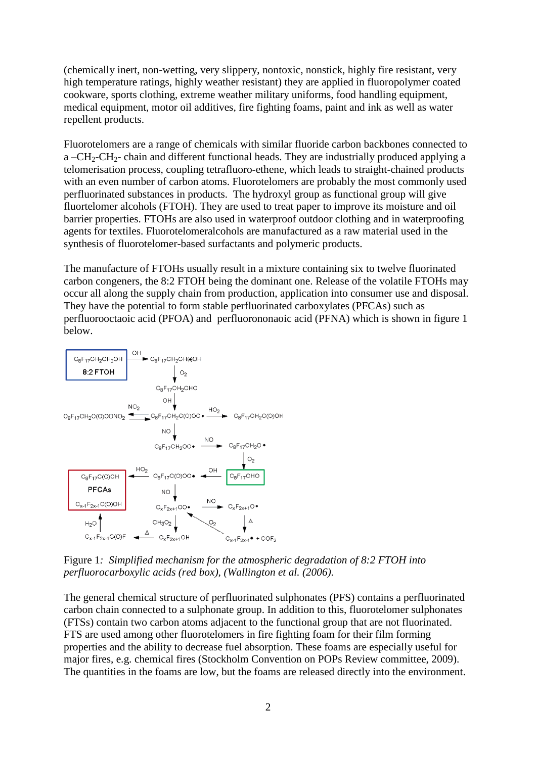(chemically inert, non-wetting, very slippery, nontoxic, nonstick, highly fire resistant, very high temperature ratings, highly weather resistant) they are applied in fluoropolymer coated cookware, sports clothing, extreme weather military uniforms, food handling equipment, medical equipment, motor oil additives, fire fighting foams, paint and ink as well as water repellent products.

Fluorotelomers are a range of chemicals with similar fluoride carbon backbones connected to a $–CH_2$-$CH_2$- chain and different functional heads. They are industrially produced applying a telomerisation process, coupling tetrafluoro-ethene, which leads to straight-chained products with an even number of carbon atoms. Fluorotelomers are probably the most commonly used perfluorinated substances in products. The hydroxyl group as functional group will give fluortelomer alcohols (FTOH). They are used to treat paper to improve its moisture and oil barrier properties. FTOHs are also used in waterproof outdoor clothing and in waterproofing agents for textiles. Fluorotelomeralcohols are manufactured as a raw material used in the synthesis of fluorotelomer-based surfactants and polymeric products.

The manufacture of FTOHs usually result in a mixture containing six to twelve fluorinated carbon congeners, the 8:2 FTOH being the dominant one. Release of the volatile FTOHs may occur all along the supply chain from production, application into consumer use and disposal. They have the potential to form stable perfluorinated carboxylates (PFCAs) such as perfluorooctaoic acid (PFOA) and perfluorononaoic acid (PFNA) which is shown in figure 1 below.

Figure 1*: Simplified mechanism for the atmospheric degradation of 8:2 FTOH into perfluorocarboxylic acids (red box), (Wallington et al. (2006).*

The general chemical structure of perfluorinated sulphonates (PFS) contains a perfluorinated carbon chain connected to a sulphonate group. In addition to this, fluorotelomer sulphonates (FTSs) contain two carbon atoms adjacent to the functional group that are not fluorinated. FTS are used among other fluorotelomers in fire fighting foam for their film forming properties and the ability to decrease fuel absorption. These foams are especially useful for major fires, e.g. chemical fires (Stockholm Convention on POPs Review committee, 2009). The quantities in the foams are low, but the foams are released directly into the environment.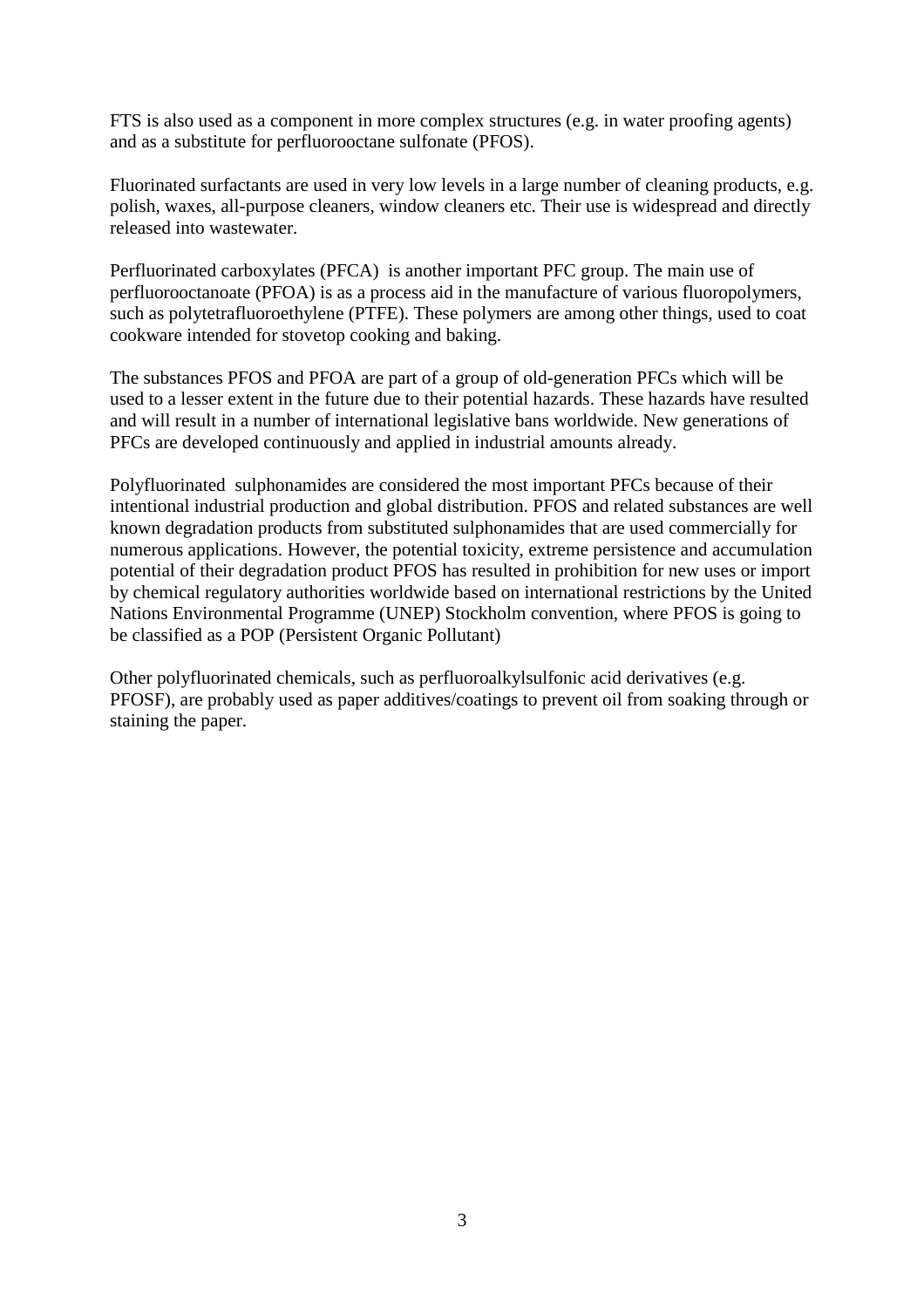FTS is also used as a component in more complex structures (e.g. in water proofing agents) and as a substitute for perfluorooctane sulfonate (PFOS).

Fluorinated surfactants are used in very low levels in a large number of cleaning products, e.g. polish, waxes, all-purpose cleaners, window cleaners etc. Their use is widespread and directly released into wastewater.

Perfluorinated carboxylates (PFCA) is another important PFC group. The main use of perfluorooctanoate (PFOA) is as a process aid in the manufacture of various fluoropolymers, such as polytetrafluoroethylene (PTFE). These polymers are among other things, used to coat cookware intended for stovetop cooking and baking.

The substances PFOS and PFOA are part of a group of old-generation PFCs which will be used to a lesser extent in the future due to their potential hazards. These hazards have resulted and will result in a number of international legislative bans worldwide. New generations of PFCs are developed continuously and applied in industrial amounts already.

Polyfluorinated sulphonamides are considered the most important PFCs because of their intentional industrial production and global distribution. PFOS and related substances are well known degradation products from substituted sulphonamides that are used commercially for numerous applications. However, the potential toxicity, extreme persistence and accumulation potential of their degradation product PFOS has resulted in prohibition for new uses or import by chemical regulatory authorities worldwide based on international restrictions by the United Nations Environmental Programme (UNEP) Stockholm convention, where PFOS is going to be classified as a POP (Persistent Organic Pollutant)

Other polyfluorinated chemicals, such as perfluoroalkylsulfonic acid derivatives (e.g. PFOSF), are probably used as paper additives/coatings to prevent oil from soaking through or staining the paper.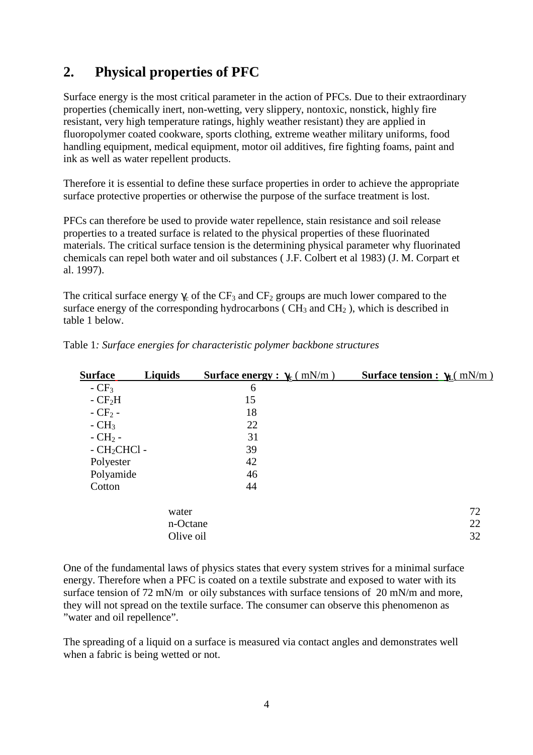## 2. Physical properties of PFC

Surface energy is the most critical parameter in the action of PFCs. Due to their extraordinary properties (chemically inert, non-wetting, very slippery, nontoxic, nonstick, highly fire resistant, very high temperature ratings, highly weather resistant) they are applied in fluoropolymer coated cookware, sports clothing, extreme weather military uniforms, food handling equipment, medical equipment, motor oil additives, fire fighting foams, paint and ink as well as water repellent products.

Therefore it is essential to define these surface properties in order to achieve the appropriate surface protective properties or otherwise the purpose of the surface treatment is lost.

PFCs can therefore be used to provide water repellence, stain resistance and soil release properties to a treated surface is related to the physical properties of these fluorinated materials. The critical surface tension is the determining physical parameter why fluorinated chemicals can repel both water and oil substances ( J.F. Colbert et al 1983) (J. M. Corpart et al. 1997).

The critical surface energy $\gamma_c$ of the $CF_3$ and $CF_2$ groups are much lower compared to the surface energy of the corresponding hydrocarbons ( $CH_3$ and $CH_2$ ), which is described in table 1 below.

Table 1*: Surface energies for characteristic polymer backbone structures*

| Surface | Liquids | Surface energy : $\gamma_c$ ( mN/m ) | Surface tension : $\gamma_L$ ( mN/m ) |
|---|---|---|---|
| - $CF_3$ | | 6 | |
| - $CF_2H$ | | 15 | |
| - $CF_2$ - | | 18 | |
| - $CH_3$ | | 22 | |
| - $CH_2$ - | | 31 | |
| - $CH_2CHCl$ - | | 39 | |
| Polyester | | 42 | |
| Polyamide | | 46 | |
| Cotton | | 44 | |
| | water | | 72 |
| | n-Octane | | 22 |
| | Olive oil | | 32 |

One of the fundamental laws of physics states that every system strives for a minimal surface energy. Therefore when a PFC is coated on a textile substrate and exposed to water with its surface tension of 72 mN/m or oily substances with surface tensions of 20 mN/m and more, they will not spread on the textile surface. The consumer can observe this phenomenon as "water and oil repellence".

The spreading of a liquid on a surface is measured via contact angles and demonstrates well when a fabric is being wetted or not.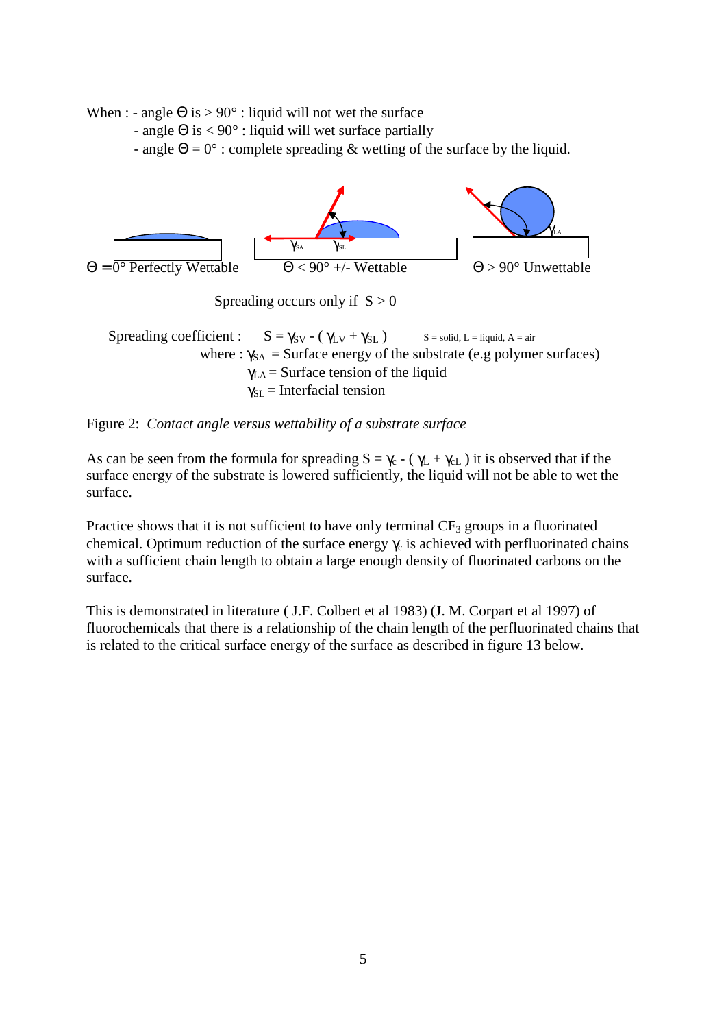When : - angle Θ is > 90° : liquid will not wet the surface
- angle Θ is < 90° : liquid will wet surface partially
- angle Θ = 0° : complete spreading & wetting of the surface by the liquid.

$\gamma_{SA}$ $\gamma_{SL}$ $\gamma_{LA}$

Θ =0° Perfectly Wettable Θ < 90° +/- Wettable Θ > 90° Unwettable

Spreading occurs only if $S > 0$

Spreading coefficient : $S = \gamma_{SV} - ( \gamma_{LV} + \gamma_{SL} )$ S = solid, L = liquid, A = air

where : $\gamma_{SA}$ = Surface energy of the substrate (e.g polymer surfaces)
$\gamma_{LA}$ = Surface tension of the liquid
$\gamma_{SL}$ = Interfacial tension

Figure 2: *Contact angle versus wettability of a substrate surface*

As can be seen from the formula for spreading $S = \gamma_c - ( \gamma_L + \gamma_{cL} )$ it is observed that if the surface energy of the substrate is lowered sufficiently, the liquid will not be able to wet the surface.

Practice shows that it is not sufficient to have only terminal $CF_3$ groups in a fluorinated chemical. Optimum reduction of the surface energy $\gamma_c$ is achieved with perfluorinated chains with a sufficient chain length to obtain a large enough density of fluorinated carbons on the surface.

This is demonstrated in literature ( J.F. Colbert et al 1983) (J. M. Corpart et al 1997) of fluorochemicals that there is a relationship of the chain length of the perfluorinated chains that is related to the critical surface energy of the surface as described in figure 13 below.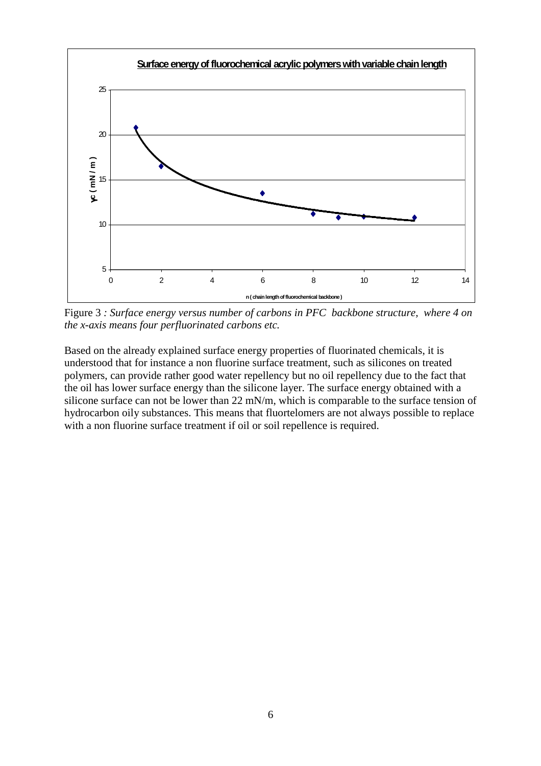Figure 3 *: Surface energy versus number of carbons in PFC backbone structure, where 4 on the x-axis means four perfluorinated carbons etc.*

Based on the already explained surface energy properties of fluorinated chemicals, it is understood that for instance a non fluorine surface treatment, such as silicones on treated polymers, can provide rather good water repellency but no oil repellency due to the fact that the oil has lower surface energy than the silicone layer. The surface energy obtained with a silicone surface can not be lower than 22 mN/m, which is comparable to the surface tension of hydrocarbon oily substances. This means that fluortelomers are not always possible to replace with a non fluorine surface treatment if oil or soil repellence is required.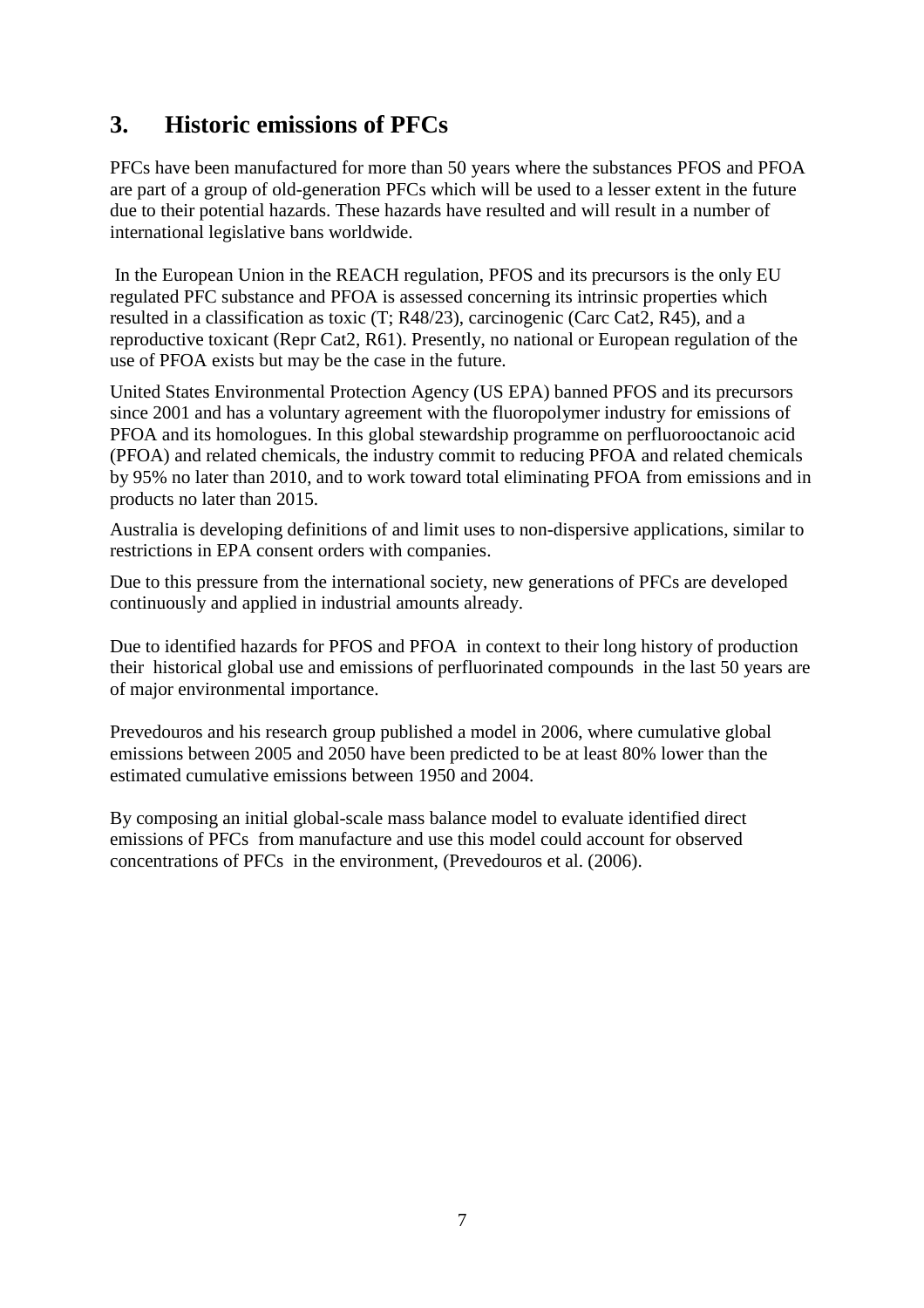# 3. Historic emissions of PFCs

PFCs have been manufactured for more than 50 years where the substances PFOS and PFOA are part of a group of old-generation PFCs which will be used to a lesser extent in the future due to their potential hazards. These hazards have resulted and will result in a number of international legislative bans worldwide.

In the European Union in the REACH regulation, PFOS and its precursors is the only EU regulated PFC substance and PFOA is assessed concerning its intrinsic properties which resulted in a classification as toxic (T; R48/23), carcinogenic (Carc Cat2, R45), and a reproductive toxicant (Repr Cat2, R61). Presently, no national or European regulation of the use of PFOA exists but may be the case in the future.

United States Environmental Protection Agency (US EPA) banned PFOS and its precursors since 2001 and has a voluntary agreement with the fluoropolymer industry for emissions of PFOA and its homologues. In this global stewardship programme on perfluorooctanoic acid (PFOA) and related chemicals, the industry commit to reducing PFOA and related chemicals by 95% no later than 2010, and to work toward total eliminating PFOA from emissions and in products no later than 2015.

Australia is developing definitions of and limit uses to non-dispersive applications, similar to restrictions in EPA consent orders with companies.

Due to this pressure from the international society, new generations of PFCs are developed continuously and applied in industrial amounts already.

Due to identified hazards for PFOS and PFOA in context to their long history of production their historical global use and emissions of perfluorinated compounds in the last 50 years are of major environmental importance.

Prevedouros and his research group published a model in 2006, where cumulative global emissions between 2005 and 2050 have been predicted to be at least 80% lower than the estimated cumulative emissions between 1950 and 2004.

By composing an initial global-scale mass balance model to evaluate identified direct emissions of PFCs from manufacture and use this model could account for observed concentrations of PFCs in the environment, (Prevedouros et al. (2006).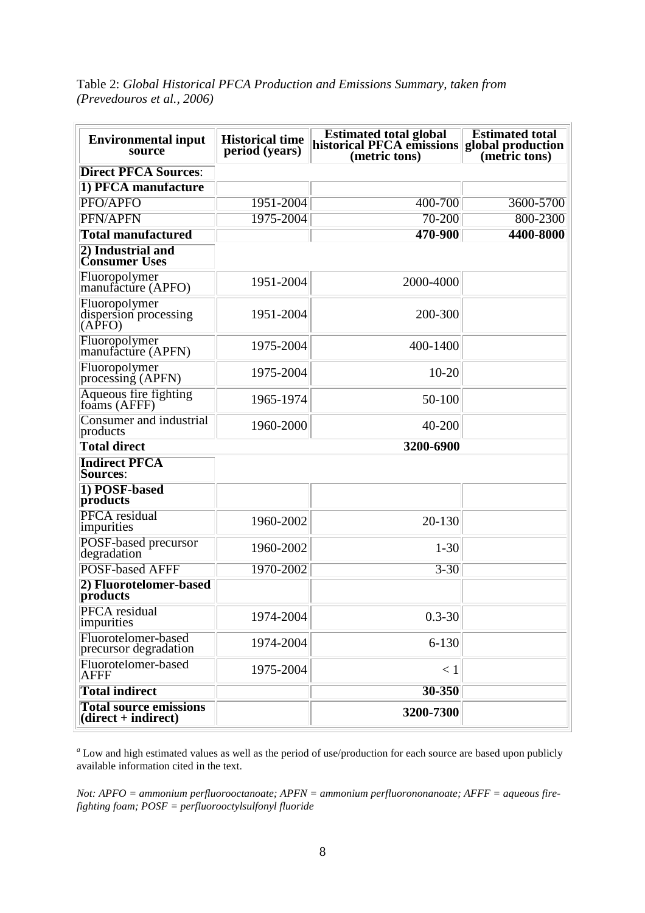Table 2: *Global Historical PFCA Production and Emissions Summary, taken from (Prevedouros et al., 2006)*

| Environmental input source | Historical time period (years) | Estimated total global historical PFCA emissions (metric tons) | Estimated total global production (metric tons) |
|---|---|---|---|
| **Direct PFCA Sources**: | | | |
| **1) PFCA manufacture** | | | |
| PFO/APFO | 1951-2004 | 400-700 | 3600-5700 |
| PFN/APFN | 1975-2004 | 70-200 | 800-2300 |
| **Total manufactured** | | **470-900** | **4400-8000** |
| **2) Industrial and Consumer Uses** | | | |
| Fluoropolymer manufacture (APFO) | 1951-2004 | 2000-4000 | |
| Fluoropolymer dispersion processing (APFO) | 1951-2004 | 200-300 | |
| Fluoropolymer manufacture (APFN) | 1975-2004 | 400-1400 | |
| Fluoropolymer processing (APFN) | 1975-2004 | 10-20 | |
| Aqueous fire fighting foams (AFFF) | 1965-1974 | 50-100 | |
| Consumer and industrial products | 1960-2000 | 40-200 | |
| **Total direct** | | **3200-6900** | |
| **Indirect PFCA Sources**: | | | |
| **1) POSF-based products** | | | |
| PFCA residual impurities | 1960-2002 | 20-130 | |
| POSF-based precursor degradation | 1960-2002 | 1-30 | |
| POSF-based AFFF | 1970-2002 | 3-30 | |
| **2) Fluorotelomer-based products** | | | |
| PFCA residual impurities | 1974-2004 | 0.3-30 | |
| Fluorotelomer-based precursor degradation | 1974-2004 | 6-130 | |
| Fluorotelomer-based AFFF | 1975-2004 | < 1 | |
| **Total indirect** | | **30-350** | |
| **Total source emissions (direct + indirect)** | | **3200-7300** | |

[a] Low and high estimated values as well as the period of use/production for each source are based upon publicly available information cited in the text.

*Not: APFO = ammonium perfluorooctanoate; APFN = ammonium perfluorononanoate; AFFF = aqueous fire-fighting foam; POSF = perfluorooctylsulfonyl fluoride*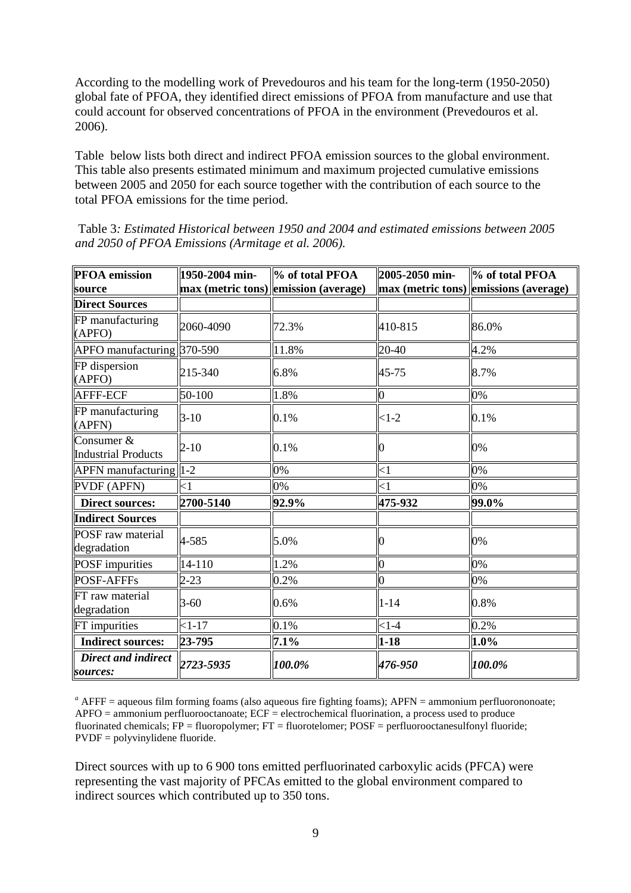According to the modelling work of Prevedouros and his team for the long-term (1950-2050) global fate of PFOA, they identified direct emissions of PFOA from manufacture and use that could account for observed concentrations of PFOA in the environment (Prevedouros et al. 2006).

Table below lists both direct and indirect PFOA emission sources to the global environment. This table also presents estimated minimum and maximum projected cumulative emissions between 2005 and 2050 for each source together with the contribution of each source to the total PFOA emissions for the time period.

Table 3*: Estimated Historical between 1950 and 2004 and estimated emissions between 2005 and 2050 of PFOA Emissions (Armitage et al. 2006).*

| PFOA emission source | 1950-2004 min-max (metric tons) | % of total PFOA emission (average) | 2005-2050 min-max (metric tons) | % of total PFOA emissions (average) |
|---|---|---|---|---|
| **Direct Sources** | | | | |
| FP manufacturing (APFO) | 2060-4090 | 72.3% | 410-815 | 86.0% |
| APFO manufacturing | 370-590 | 11.8% | 20-40 | 4.2% |
| FP dispersion (APFO) | 215-340 | 6.8% | 45-75 | 8.7% |
| AFFF-ECF | 50-100 | 1.8% | 0 | 0% |
| FP manufacturing (APFN) | 3-10 | 0.1% | <1-2 | 0.1% |
| Consumer & Industrial Products | 2-10 | 0.1% | 0 | 0% |
| APFN manufacturing | 1-2 | 0% | <1 | 0% |
| PVDF (APFN) | <1 | 0% | <1 | 0% |
| **Direct sources:** | **2700-5140** | **92.9%** | **475-932** | **99.0%** |
| **Indirect Sources** | | | | |
| POSF raw material degradation | 4-585 | 5.0% | 0 | 0% |
| POSF impurities | 14-110 | 1.2% | 0 | 0% |
| POSF-AFFFs | 2-23 | 0.2% | 0 | 0% |
| FT raw material degradation | 3-60 | 0.6% | 1-14 | 0.8% |
| FT impurities | <1-17 | 0.1% | <1-4 | 0.2% |
| **Indirect sources:** | **23-795** | **7.1%** | **1-18** | **1.0%** |
| ***Direct and indirect sources:*** | ***2723-5935*** | ***100.0%*** | ***476-950*** | ***100.0%*** |

[a] AFFF = aqueous film forming foams (also aqueous fire fighting foams); APFN = ammonium perfluorononoate; APFO = ammonium perfluorooctanoate; ECF = electrochemical fluorination, a process used to produce fluorinated chemicals; FP = fluoropolymer; FT = fluorotelomer; POSF = perfluorooctanesulfonyl fluoride; PVDF = polyvinylidene fluoride.

Direct sources with up to 6 900 tons emitted perfluorinated carboxylic acids (PFCA) were representing the vast majority of PFCAs emitted to the global environment compared to indirect sources which contributed up to 350 tons.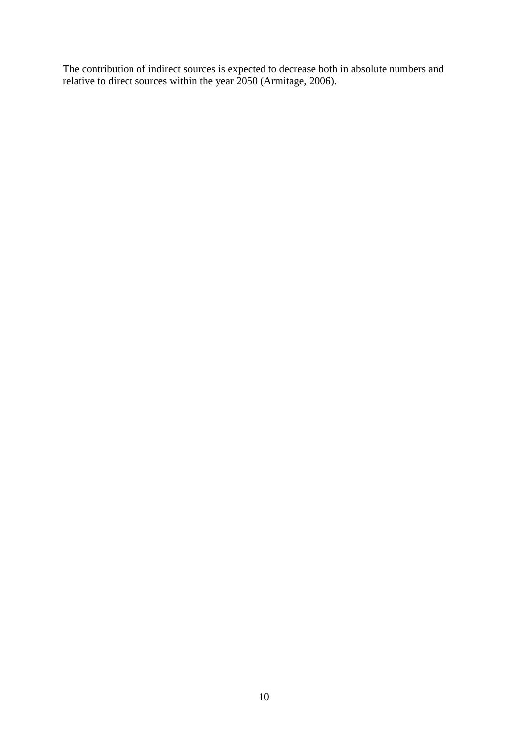The contribution of indirect sources is expected to decrease both in absolute numbers and relative to direct sources within the year 2050 (Armitage, 2006).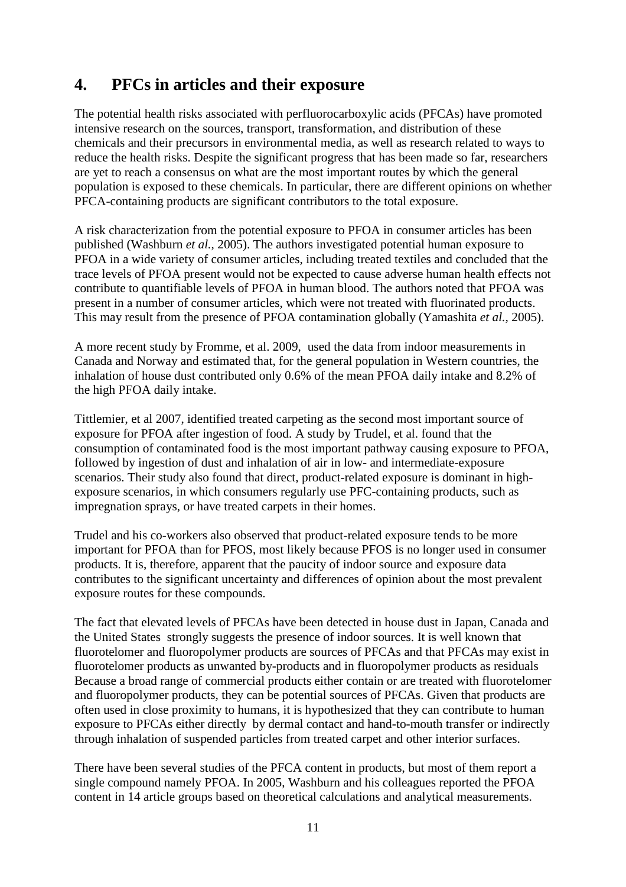## 4. PFCs in articles and their exposure

The potential health risks associated with perfluorocarboxylic acids (PFCAs) have promoted intensive research on the sources, transport, transformation, and distribution of these chemicals and their precursors in environmental media, as well as research related to ways to reduce the health risks. Despite the significant progress that has been made so far, researchers are yet to reach a consensus on what are the most important routes by which the general population is exposed to these chemicals. In particular, there are different opinions on whether PFCA-containing products are significant contributors to the total exposure.

A risk characterization from the potential exposure to PFOA in consumer articles has been published (Washburn *et al.*, 2005). The authors investigated potential human exposure to PFOA in a wide variety of consumer articles, including treated textiles and concluded that the trace levels of PFOA present would not be expected to cause adverse human health effects not contribute to quantifiable levels of PFOA in human blood. The authors noted that PFOA was present in a number of consumer articles, which were not treated with fluorinated products. This may result from the presence of PFOA contamination globally (Yamashita *et al.*, 2005).

A more recent study by Fromme, et al. 2009, used the data from indoor measurements in Canada and Norway and estimated that, for the general population in Western countries, the inhalation of house dust contributed only 0.6% of the mean PFOA daily intake and 8.2% of the high PFOA daily intake.

Tittlemier, et al 2007, identified treated carpeting as the second most important source of exposure for PFOA after ingestion of food. A study by Trudel, et al. found that the consumption of contaminated food is the most important pathway causing exposure to PFOA, followed by ingestion of dust and inhalation of air in low- and intermediate-exposure scenarios. Their study also found that direct, product-related exposure is dominant in high-exposure scenarios, in which consumers regularly use PFC-containing products, such as impregnation sprays, or have treated carpets in their homes.

Trudel and his co-workers also observed that product-related exposure tends to be more important for PFOA than for PFOS, most likely because PFOS is no longer used in consumer products. It is, therefore, apparent that the paucity of indoor source and exposure data contributes to the significant uncertainty and differences of opinion about the most prevalent exposure routes for these compounds.

The fact that elevated levels of PFCAs have been detected in house dust in Japan, Canada and the United States strongly suggests the presence of indoor sources. It is well known that fluorotelomer and fluoropolymer products are sources of PFCAs and that PFCAs may exist in fluorotelomer products as unwanted by-products and in fluoropolymer products as residuals Because a broad range of commercial products either contain or are treated with fluorotelomer and fluoropolymer products, they can be potential sources of PFCAs. Given that products are often used in close proximity to humans, it is hypothesized that they can contribute to human exposure to PFCAs either directly by dermal contact and hand-to-mouth transfer or indirectly through inhalation of suspended particles from treated carpet and other interior surfaces.

There have been several studies of the PFCA content in products, but most of them report a single compound namely PFOA. In 2005, Washburn and his colleagues reported the PFOA content in 14 article groups based on theoretical calculations and analytical measurements.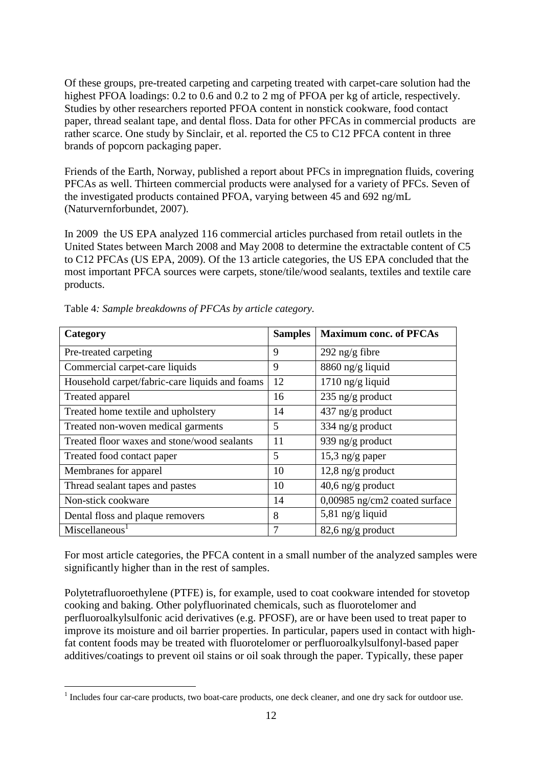Of these groups, pre-treated carpeting and carpeting treated with carpet-care solution had the highest PFOA loadings: 0.2 to 0.6 and 0.2 to 2 mg of PFOA per kg of article, respectively. Studies by other researchers reported PFOA content in nonstick cookware, food contact paper, thread sealant tape, and dental floss. Data for other PFCAs in commercial products are rather scarce. One study by Sinclair, et al. reported the C5 to C12 PFCA content in three brands of popcorn packaging paper.

Friends of the Earth, Norway, published a report about PFCs in impregnation fluids, covering PFCAs as well. Thirteen commercial products were analysed for a variety of PFCs. Seven of the investigated products contained PFOA, varying between 45 and 692 ng/mL (Naturvernforbundet, 2007).

In 2009 the US EPA analyzed 116 commercial articles purchased from retail outlets in the United States between March 2008 and May 2008 to determine the extractable content of C5 to C12 PFCAs (US EPA, 2009). Of the 13 article categories, the US EPA concluded that the most important PFCA sources were carpets, stone/tile/wood sealants, textiles and textile care products.

Table 4*: Sample breakdowns of PFCAs by article category.*

| Category | Samples | Maximum conc. of PFCAs |
|---|---|---|
| Pre-treated carpeting | 9 | 292 ng/g fibre |
| Commercial carpet-care liquids | 9 | 8860 ng/g liquid |
| Household carpet/fabric-care liquids and foams | 12 | 1710 ng/g liquid |
| Treated apparel | 16 | 235 ng/g product |
| Treated home textile and upholstery | 14 | 437 ng/g product |
| Treated non-woven medical garments | 5 | 334 ng/g product |
| Treated floor waxes and stone/wood sealants | 11 | 939 ng/g product |
| Treated food contact paper | 5 | 15,3 ng/g paper |
| Membranes for apparel | 10 | 12,8 ng/g product |
| Thread sealant tapes and pastes | 10 | 40,6 ng/g product |
| Non-stick cookware | 14 | 0,00985 ng/cm2 coated surface |
| Dental floss and plaque removers | 8 | 5,81 ng/g liquid |
| Miscellaneous[1] | 7 | 82,6 ng/g product |

For most article categories, the PFCA content in a small number of the analyzed samples were significantly higher than in the rest of samples.

Polytetrafluoroethylene (PTFE) is, for example, used to coat cookware intended for stovetop cooking and baking. Other polyfluorinated chemicals, such as fluorotelomer and perfluoroalkylsulfonic acid derivatives (e.g. PFOSF), are or have been used to treat paper to improve its moisture and oil barrier properties. In particular, papers used in contact with high-fat content foods may be treated with fluorotelomer or perfluoroalkylsulfonyl-based paper additives/coatings to prevent oil stains or oil soak through the paper. Typically, these paper

[1] Includes four car-care products, two boat-care products, one deck cleaner, and one dry sack for outdoor use.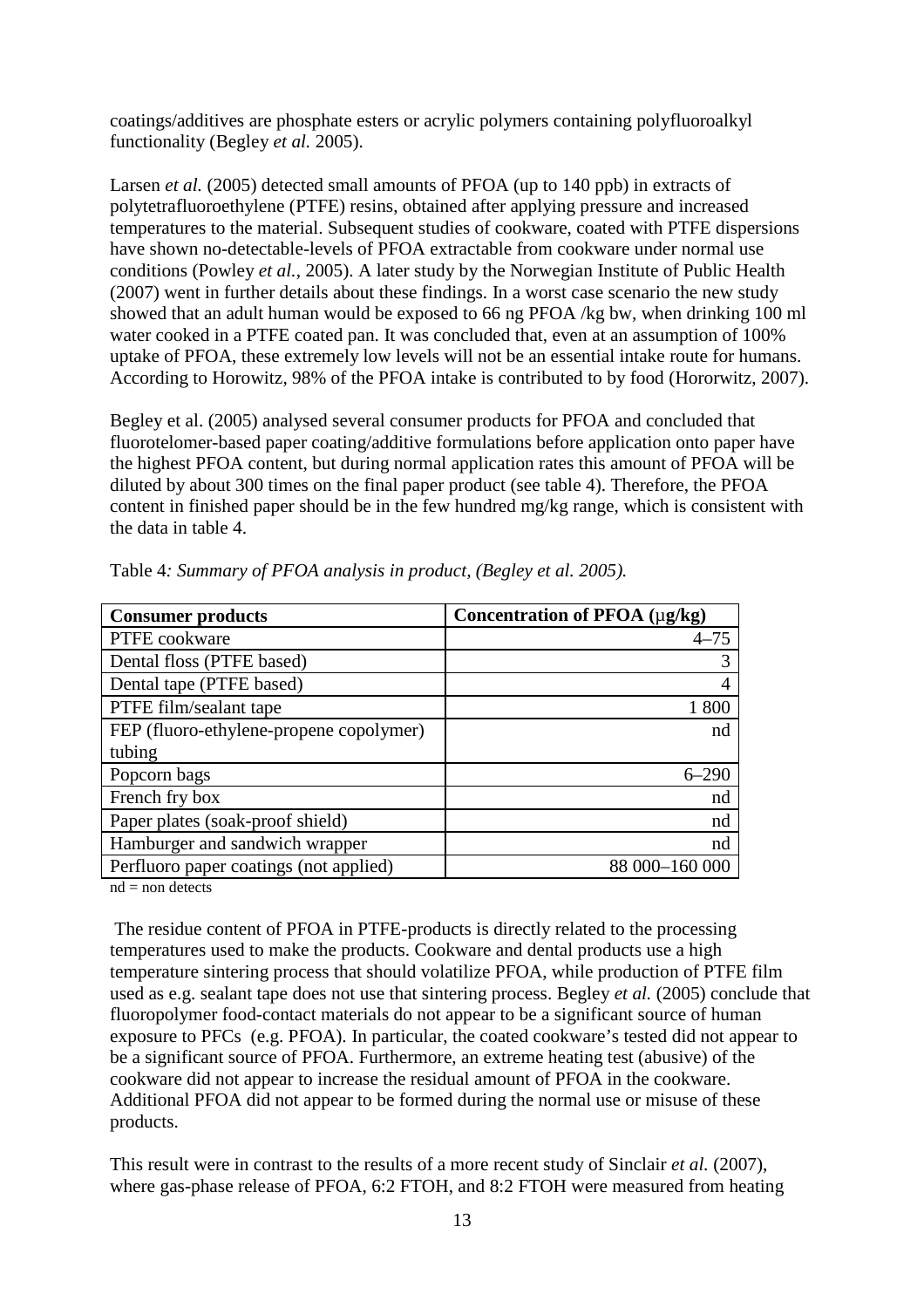coatings/additives are phosphate esters or acrylic polymers containing polyfluoroalkyl functionality (Begley *et al.* 2005).

Larsen *et al.* (2005) detected small amounts of PFOA (up to 140 ppb) in extracts of polytetrafluoroethylene (PTFE) resins, obtained after applying pressure and increased temperatures to the material. Subsequent studies of cookware, coated with PTFE dispersions have shown no-detectable-levels of PFOA extractable from cookware under normal use conditions (Powley *et al.*, 2005). A later study by the Norwegian Institute of Public Health (2007) went in further details about these findings. In a worst case scenario the new study showed that an adult human would be exposed to 66 ng PFOA /kg bw, when drinking 100 ml water cooked in a PTFE coated pan. It was concluded that, even at an assumption of 100% uptake of PFOA, these extremely low levels will not be an essential intake route for humans. According to Horowitz, 98% of the PFOA intake is contributed to by food (Hororwitz, 2007).

Begley et al. (2005) analysed several consumer products for PFOA and concluded that fluorotelomer-based paper coating/additive formulations before application onto paper have the highest PFOA content, but during normal application rates this amount of PFOA will be diluted by about 300 times on the final paper product (see table 4). Therefore, the PFOA content in finished paper should be in the few hundred mg/kg range, which is consistent with the data in table 4.

Table 4*: Summary of PFOA analysis in product, (Begley et al. 2005).*

| **Consumer products** | **Concentration of PFOA (μg/kg)** |
|---|---|
| PTFE cookware | 4–75 |
| Dental floss (PTFE based) | 3 |
| Dental tape (PTFE based) | 4 |
| PTFE film/sealant tape | 1 800 |
| FEP (fluoro-ethylene-propene copolymer) tubing | nd |
| Popcorn bags | 6–290 |
| French fry box | nd |
| Paper plates (soak-proof shield) | nd |
| Hamburger and sandwich wrapper | nd |
| Perfluoro paper coatings (not applied) | 88 000–160 000 |

nd = non detects

The residue content of PFOA in PTFE-products is directly related to the processing temperatures used to make the products. Cookware and dental products use a high temperature sintering process that should volatilize PFOA, while production of PTFE film used as e.g. sealant tape does not use that sintering process. Begley *et al.* (2005) conclude that fluoropolymer food-contact materials do not appear to be a significant source of human exposure to PFCs (e.g. PFOA). In particular, the coated cookware's tested did not appear to be a significant source of PFOA. Furthermore, an extreme heating test (abusive) of the cookware did not appear to increase the residual amount of PFOA in the cookware. Additional PFOA did not appear to be formed during the normal use or misuse of these products.

This result were in contrast to the results of a more recent study of Sinclair *et al.* (2007), where gas-phase release of PFOA, 6:2 FTOH, and 8:2 FTOH were measured from heating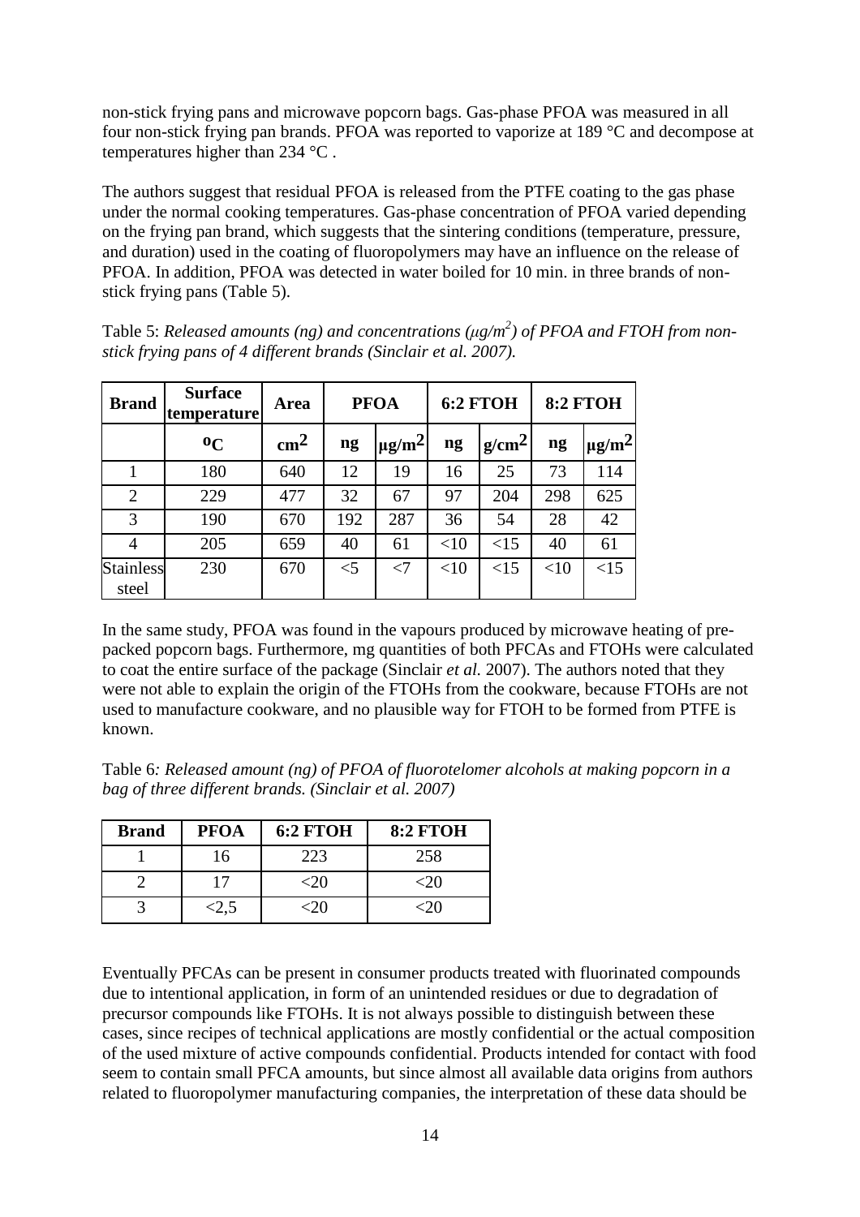non-stick frying pans and microwave popcorn bags. Gas-phase PFOA was measured in all four non-stick frying pan brands. PFOA was reported to vaporize at 189 °C and decompose at temperatures higher than 234 °C .

The authors suggest that residual PFOA is released from the PTFE coating to the gas phase under the normal cooking temperatures. Gas-phase concentration of PFOA varied depending on the frying pan brand, which suggests that the sintering conditions (temperature, pressure, and duration) used in the coating of fluoropolymers may have an influence on the release of PFOA. In addition, PFOA was detected in water boiled for 10 min. in three brands of non-stick frying pans (Table 5).

Table 5: *Released amounts (ng) and concentrations (µg/m²) of PFOA and FTOH from non-stick frying pans of 4 different brands (Sinclair et al. 2007).*

| Brand | Surface temperature | Area | PFOA | | 6:2 FTOH | | 8:2 FTOH | |
|---|---|---|---|---|---|---|---|---|
| | °C | cm² | ng | µg/m² | ng | g/cm² | ng | µg/m² |
| 1 | 180 | 640 | 12 | 19 | 16 | 25 | 73 | 114 |
| 2 | 229 | 477 | 32 | 67 | 97 | 204 | 298 | 625 |
| 3 | 190 | 670 | 192 | 287 | 36 | 54 | 28 | 42 |
| 4 | 205 | 659 | 40 | 61 | <10 | <15 | 40 | 61 |
| Stainless steel | 230 | 670 | <5 | <7 | <10 | <15 | <10 | <15 |

In the same study, PFOA was found in the vapours produced by microwave heating of pre-packed popcorn bags. Furthermore, mg quantities of both PFCAs and FTOHs were calculated to coat the entire surface of the package (Sinclair *et al.* 2007). The authors noted that they were not able to explain the origin of the FTOHs from the cookware, because FTOHs are not used to manufacture cookware, and no plausible way for FTOH to be formed from PTFE is known.

Table 6*: Released amount (ng) of PFOA of fluorotelomer alcohols at making popcorn in a bag of three different brands. (Sinclair et al. 2007)*

| Brand | PFOA | 6:2 FTOH | 8:2 FTOH |
|---|---|---|---|
| 1 | 16 | 223 | 258 |
| 2 | 17 | <20 | <20 |
| 3 | <2,5 | <20 | <20 |

Eventually PFCAs can be present in consumer products treated with fluorinated compounds due to intentional application, in form of an unintended residues or due to degradation of precursor compounds like FTOHs. It is not always possible to distinguish between these cases, since recipes of technical applications are mostly confidential or the actual composition of the used mixture of active compounds confidential. Products intended for contact with food seem to contain small PFCA amounts, but since almost all available data origins from authors related to fluoropolymer manufacturing companies, the interpretation of these data should be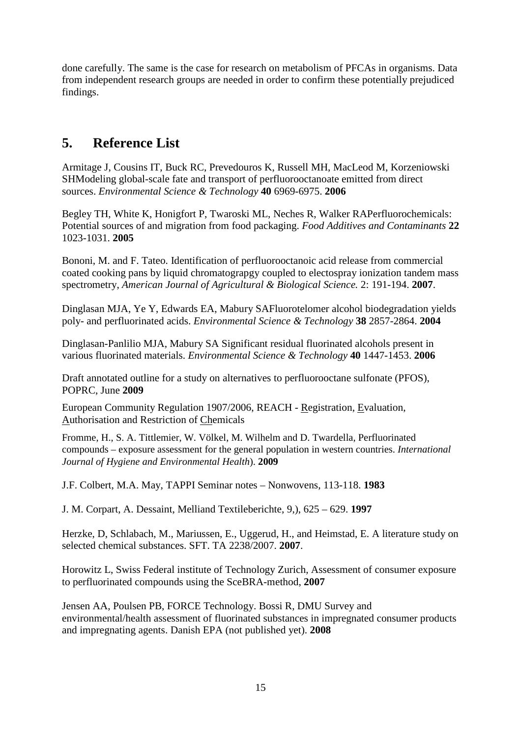done carefully. The same is the case for research on metabolism of PFCAs in organisms. Data from independent research groups are needed in order to confirm these potentially prejudiced findings.

## 5. Reference List

Armitage J, Cousins IT, Buck RC, Prevedouros K, Russell MH, MacLeod M, Korzeniowski SHModeling global-scale fate and transport of perfluorooctanoate emitted from direct sources. *Environmental Science & Technology* **40** 6969-6975. **2006**

Begley TH, White K, Honigfort P, Twaroski ML, Neches R, Walker RAPerfluorochemicals: Potential sources of and migration from food packaging. *Food Additives and Contaminants* **22** 1023-1031. **2005**

Bononi, M. and F. Tateo. Identification of perfluorooctanoic acid release from commercial coated cooking pans by liquid chromatograpgy coupled to electospray ionization tandem mass spectrometry, *American Journal of Agricultural & Biological Science.* 2: 191-194. **2007**.

Dinglasan MJA, Ye Y, Edwards EA, Mabury SAFluorotelomer alcohol biodegradation yields poly- and perfluorinated acids. *Environmental Science & Technology* **38** 2857-2864. **2004**

Dinglasan-Panlilio MJA, Mabury SA Significant residual fluorinated alcohols present in various fluorinated materials. *Environmental Science & Technology* **40** 1447-1453. **2006**

Draft annotated outline for a study on alternatives to perfluorooctane sulfonate (PFOS), POPRC, June **2009**

European Community Regulation 1907/2006, REACH - Registration, Evaluation, Authorisation and Restriction of Chemicals

Fromme, H., S. A. Tittlemier, W. Völkel, M. Wilhelm and D. Twardella, Perfluorinated compounds – exposure assessment for the general population in western countries. *International Journal of Hygiene and Environmental Health*). **2009**

J.F. Colbert, M.A. May, TAPPI Seminar notes – Nonwovens, 113-118. **1983**

J. M. Corpart, A. Dessaint, Melliand Textileberichte, 9,), 625 – 629. **1997**

Herzke, D, Schlabach, M., Mariussen, E., Uggerud, H., and Heimstad, E. A literature study on selected chemical substances. SFT. TA 2238/2007. **2007**.

Horowitz L, Swiss Federal institute of Technology Zurich, Assessment of consumer exposure to perfluorinated compounds using the SceBRA-method, **2007**

Jensen AA, Poulsen PB, FORCE Technology. Bossi R, DMU Survey and environmental/health assessment of fluorinated substances in impregnated consumer products and impregnating agents. Danish EPA (not published yet). **2008**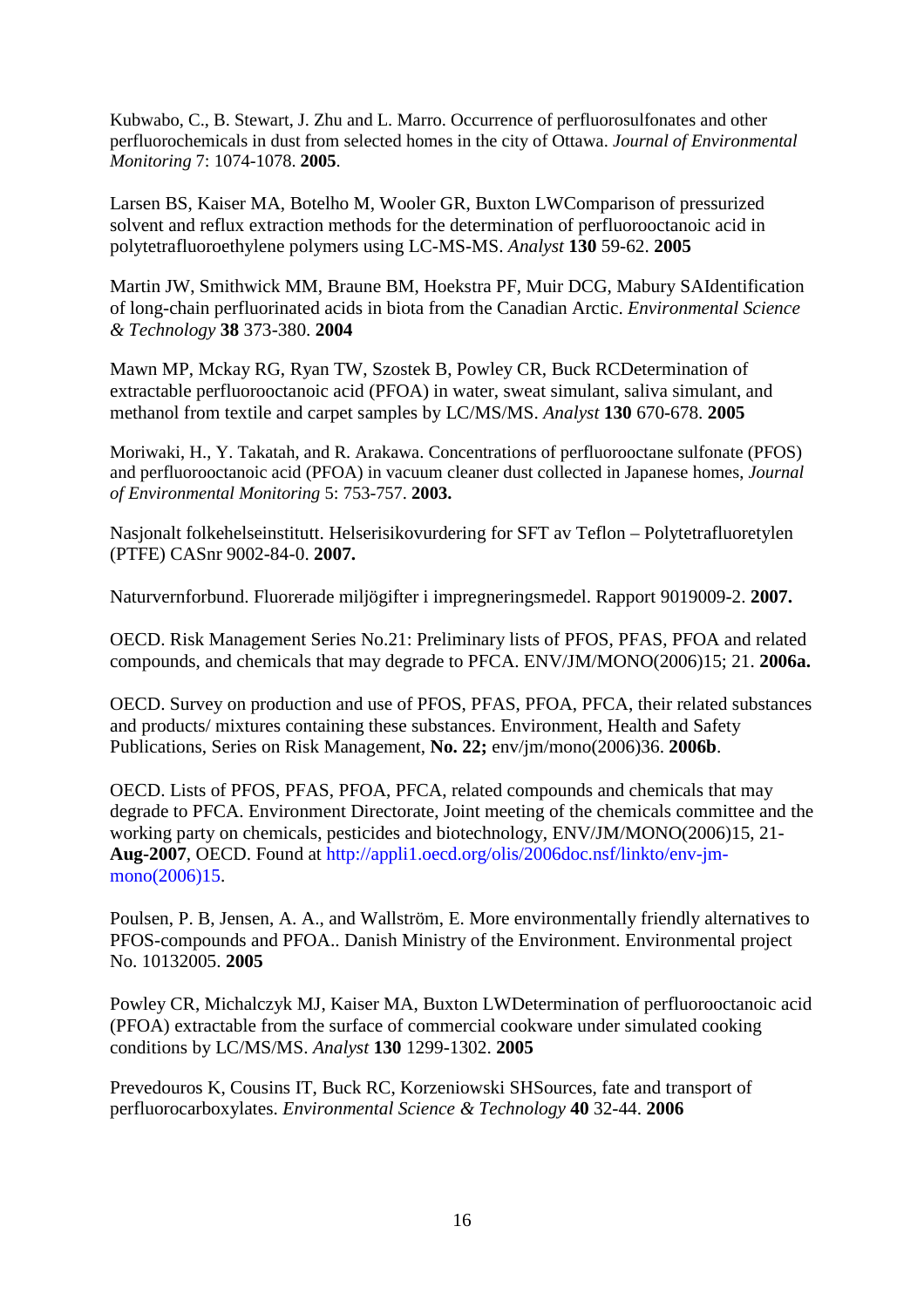Kubwabo, C., B. Stewart, J. Zhu and L. Marro. Occurrence of perfluorosulfonates and other perfluorochemicals in dust from selected homes in the city of Ottawa. *Journal of Environmental Monitoring* 7: 1074-1078. **2005**.

Larsen BS, Kaiser MA, Botelho M, Wooler GR, Buxton LWComparison of pressurized solvent and reflux extraction methods for the determination of perfluorooctanoic acid in polytetrafluoroethylene polymers using LC-MS-MS. *Analyst* **130** 59-62. **2005**

Martin JW, Smithwick MM, Braune BM, Hoekstra PF, Muir DCG, Mabury SAIdentification of long-chain perfluorinated acids in biota from the Canadian Arctic. *Environmental Science & Technology* **38** 373-380. **2004**

Mawn MP, Mckay RG, Ryan TW, Szostek B, Powley CR, Buck RCDetermination of extractable perfluorooctanoic acid (PFOA) in water, sweat simulant, saliva simulant, and methanol from textile and carpet samples by LC/MS/MS. *Analyst* **130** 670-678. **2005**

Moriwaki, H., Y. Takatah, and R. Arakawa. Concentrations of perfluorooctane sulfonate (PFOS) and perfluorooctanoic acid (PFOA) in vacuum cleaner dust collected in Japanese homes, *Journal of Environmental Monitoring* 5: 753-757. **2003.**

Nasjonalt folkehelseinstitutt. Helserisikovurdering for SFT av Teflon – Polytetrafluoretylen (PTFE) CASnr 9002-84-0. **2007.**

Naturvernforbund. Fluorerade miljögifter i impregneringsmedel. Rapport 9019009-2. **2007.**

OECD. Risk Management Series No.21: Preliminary lists of PFOS, PFAS, PFOA and related compounds, and chemicals that may degrade to PFCA. ENV/JM/MONO(2006)15; 21. **2006a.**

OECD. Survey on production and use of PFOS, PFAS, PFOA, PFCA, their related substances and products/ mixtures containing these substances. Environment, Health and Safety Publications, Series on Risk Management, **No. 22;** env/jm/mono(2006)36. **2006b**.

OECD. Lists of PFOS, PFAS, PFOA, PFCA, related compounds and chemicals that may degrade to PFCA. Environment Directorate, Joint meeting of the chemicals committee and the working party on chemicals, pesticides and biotechnology, ENV/JM/MONO(2006)15, 21-**Aug-2007**, OECD. Found at http://appli1.oecd.org/olis/2006doc.nsf/linkto/env-jm-mono(2006)15.

Poulsen, P. B, Jensen, A. A., and Wallström, E. More environmentally friendly alternatives to PFOS-compounds and PFOA.. Danish Ministry of the Environment. Environmental project No. 10132005. **2005**

Powley CR, Michalczyk MJ, Kaiser MA, Buxton LWDetermination of perfluorooctanoic acid (PFOA) extractable from the surface of commercial cookware under simulated cooking conditions by LC/MS/MS. *Analyst* **130** 1299-1302. **2005**

Prevedouros K, Cousins IT, Buck RC, Korzeniowski SHSources, fate and transport of perfluorocarboxylates. *Environmental Science & Technology* **40** 32-44. **2006**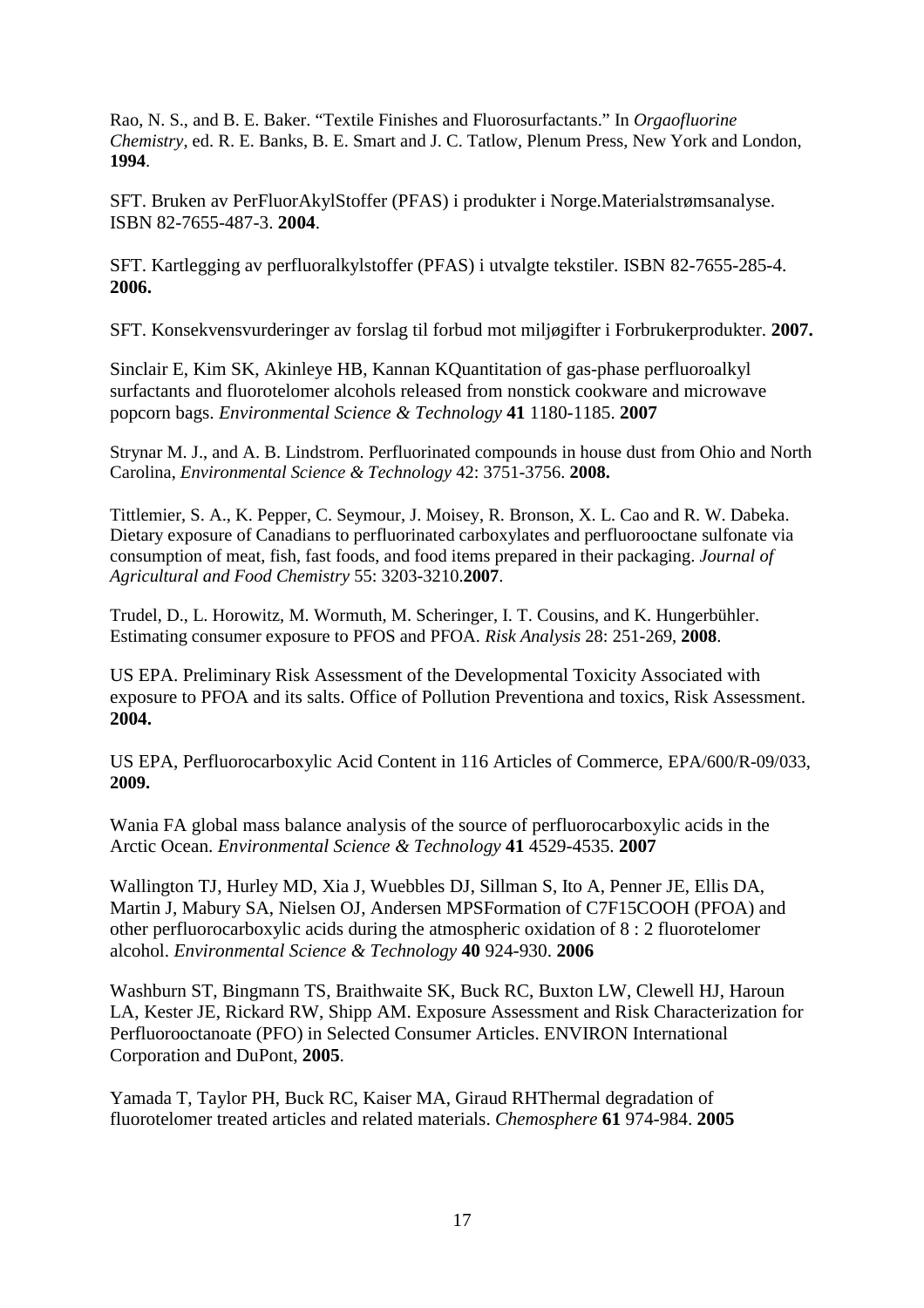Rao, N. S., and B. E. Baker. "Textile Finishes and Fluorosurfactants." In *Orgaofluorine Chemistry*, ed. R. E. Banks, B. E. Smart and J. C. Tatlow, Plenum Press, New York and London, **1994**.

SFT. Bruken av PerFluorAkylStoffer (PFAS) i produkter i Norge.Materialstrømsanalyse. ISBN 82-7655-487-3. **2004**.

SFT. Kartlegging av perfluoralkylstoffer (PFAS) i utvalgte tekstiler. ISBN 82-7655-285-4. **2006.**

SFT. Konsekvensvurderinger av forslag til forbud mot miljøgifter i Forbrukerprodukter. **2007.**

Sinclair E, Kim SK, Akinleye HB, Kannan KQuantitation of gas-phase perfluoroalkyl surfactants and fluorotelomer alcohols released from nonstick cookware and microwave popcorn bags. *Environmental Science & Technology* **41** 1180-1185. **2007**

Strynar M. J., and A. B. Lindstrom. Perfluorinated compounds in house dust from Ohio and North Carolina, *Environmental Science & Technology* 42: 3751-3756. **2008.**

Tittlemier, S. A., K. Pepper, C. Seymour, J. Moisey, R. Bronson, X. L. Cao and R. W. Dabeka. Dietary exposure of Canadians to perfluorinated carboxylates and perfluorooctane sulfonate via consumption of meat, fish, fast foods, and food items prepared in their packaging. *Journal of Agricultural and Food Chemistry* 55: 3203-3210.**2007**.

Trudel, D., L. Horowitz, M. Wormuth, M. Scheringer, I. T. Cousins, and K. Hungerbühler. Estimating consumer exposure to PFOS and PFOA. *Risk Analysis* 28: 251-269, **2008**.

US EPA. Preliminary Risk Assessment of the Developmental Toxicity Associated with exposure to PFOA and its salts. Office of Pollution Preventiona and toxics, Risk Assessment. **2004.**

US EPA, Perfluorocarboxylic Acid Content in 116 Articles of Commerce, EPA/600/R-09/033, **2009.**

Wania FA global mass balance analysis of the source of perfluorocarboxylic acids in the Arctic Ocean. *Environmental Science & Technology* **41** 4529-4535. **2007**

Wallington TJ, Hurley MD, Xia J, Wuebbles DJ, Sillman S, Ito A, Penner JE, Ellis DA, Martin J, Mabury SA, Nielsen OJ, Andersen MPSFormation of C7F15COOH (PFOA) and other perfluorocarboxylic acids during the atmospheric oxidation of 8 : 2 fluorotelomer alcohol. *Environmental Science & Technology* **40** 924-930. **2006**

Washburn ST, Bingmann TS, Braithwaite SK, Buck RC, Buxton LW, Clewell HJ, Haroun LA, Kester JE, Rickard RW, Shipp AM. Exposure Assessment and Risk Characterization for Perfluorooctanoate (PFO) in Selected Consumer Articles. ENVIRON International Corporation and DuPont, **2005**.

Yamada T, Taylor PH, Buck RC, Kaiser MA, Giraud RHThermal degradation of fluorotelomer treated articles and related materials. *Chemosphere* **61** 974-984. **2005**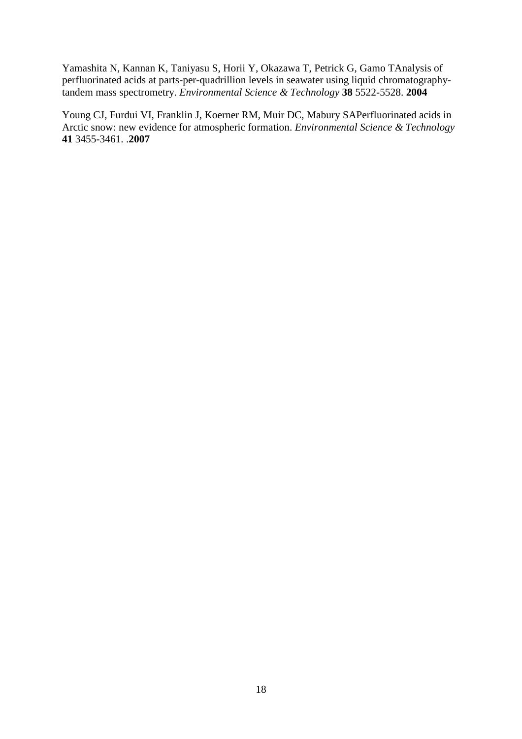Yamashita N, Kannan K, Taniyasu S, Horii Y, Okazawa T, Petrick G, Gamo TAnalysis of perfluorinated acids at parts-per-quadrillion levels in seawater using liquid chromatography-tandem mass spectrometry. *Environmental Science & Technology* **38** 5522-5528. **2004**

Young CJ, Furdui VI, Franklin J, Koerner RM, Muir DC, Mabury SAPerfluorinated acids in Arctic snow: new evidence for atmospheric formation. *Environmental Science & Technology* **41** 3455-3461. .**2007**